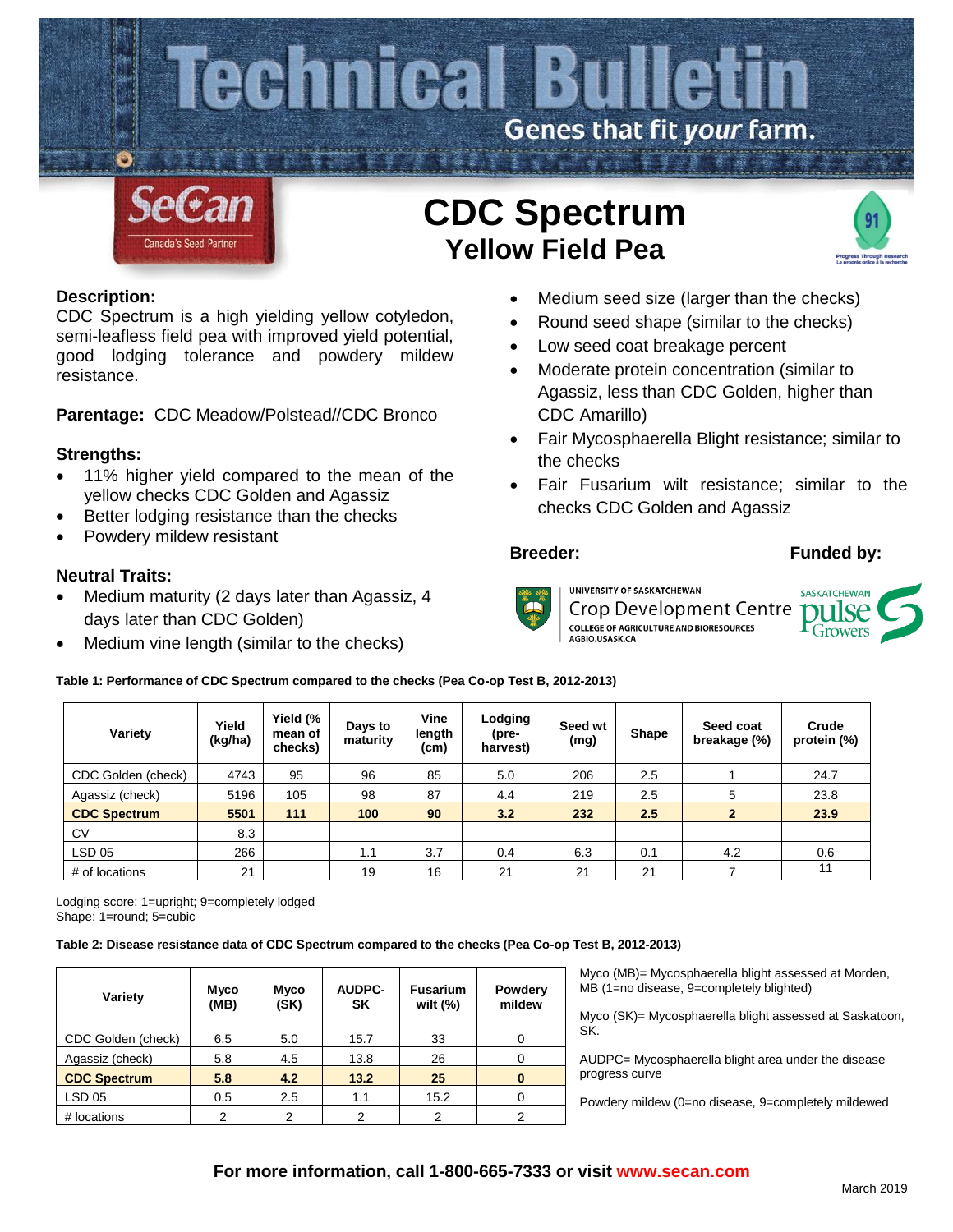# Technical Bulletin

Genes that fit *your* farm.

SeCan — Canada's Seed Partner

# CDC Spectrum

## Yellow Field Pea

**Description:**
CDC Spectrum is a high yielding yellow cotyledon, semi-leafless field pea with improved yield potential, good lodging tolerance and powdery mildew resistance.

**Parentage:** CDC Meadow/Polstead//CDC Bronco

**Strengths:**

- 11% higher yield compared to the mean of the yellow checks CDC Golden and Agassiz
- Better lodging resistance than the checks
- Powdery mildew resistant

**Neutral Traits:**

- Medium maturity (2 days later than Agassiz, 4 days later than CDC Golden)
- Medium vine length (similar to the checks)
- Medium seed size (larger than the checks)
- Round seed shape (similar to the checks)
- Low seed coat breakage percent
- Moderate protein concentration (similar to Agassiz, less than CDC Golden, higher than CDC Amarillo)
- Fair Mycosphaerella Blight resistance; similar to the checks
- Fair Fusarium wilt resistance; similar to the checks CDC Golden and Agassiz

**Breeder:** University of Saskatchewan Crop Development Centre, College of Agriculture and Bioresources, AGBIO.USASK.CA

**Funded by:** Saskatchewan Pulse Growers

**Table 1: Performance of CDC Spectrum compared to the checks (Pea Co-op Test B, 2012-2013)**

| Variety | Yield (kg/ha) | Yield (% mean of checks) | Days to maturity | Vine length (cm) | Lodging (pre-harvest) | Seed wt (mg) | Shape | Seed coat breakage (%) | Crude protein (%) |
|---|---|---|---|---|---|---|---|---|---|
| CDC Golden (check) | 4743 | 95 | 96 | 85 | 5.0 | 206 | 2.5 | 1 | 24.7 |
| Agassiz (check) | 5196 | 105 | 98 | 87 | 4.4 | 219 | 2.5 | 5 | 23.8 |
| **CDC Spectrum** | **5501** | **111** | **100** | **90** | **3.2** | **232** | **2.5** | **2** | **23.9** |
| CV | 8.3 | | | | | | | | |
| LSD 05 | 266 | | 1.1 | 3.7 | 0.4 | 6.3 | 0.1 | 4.2 | 0.6 |
| # of locations | 21 | | 19 | 16 | 21 | 21 | 21 | 7 | 11 |

Lodging score: 1=upright; 9=completely lodged
Shape: 1=round; 5=cubic

**Table 2: Disease resistance data of CDC Spectrum compared to the checks (Pea Co-op Test B, 2012-2013)**

| Variety | Myco (MB) | Myco (SK) | AUDPC-SK | Fusarium wilt (%) | Powdery mildew |
|---|---|---|---|---|---|
| CDC Golden (check) | 6.5 | 5.0 | 15.7 | 33 | 0 |
| Agassiz (check) | 5.8 | 4.5 | 13.8 | 26 | 0 |
| **CDC Spectrum** | **5.8** | **4.2** | **13.2** | **25** | **0** |
| LSD 05 | 0.5 | 2.5 | 1.1 | 15.2 | 0 |
| # locations | 2 | 2 | 2 | 2 | 2 |

Myco (MB)= Mycosphaerella blight assessed at Morden, MB (1=no disease, 9=completely blighted)

Myco (SK)= Mycosphaerella blight assessed at Saskatoon, SK.

AUDPC= Mycosphaerella blight area under the disease progress curve

Powdery mildew (0=no disease, 9=completely mildewed

**For more information, call 1-800-665-7333 or visit www.secan.com**

March 2019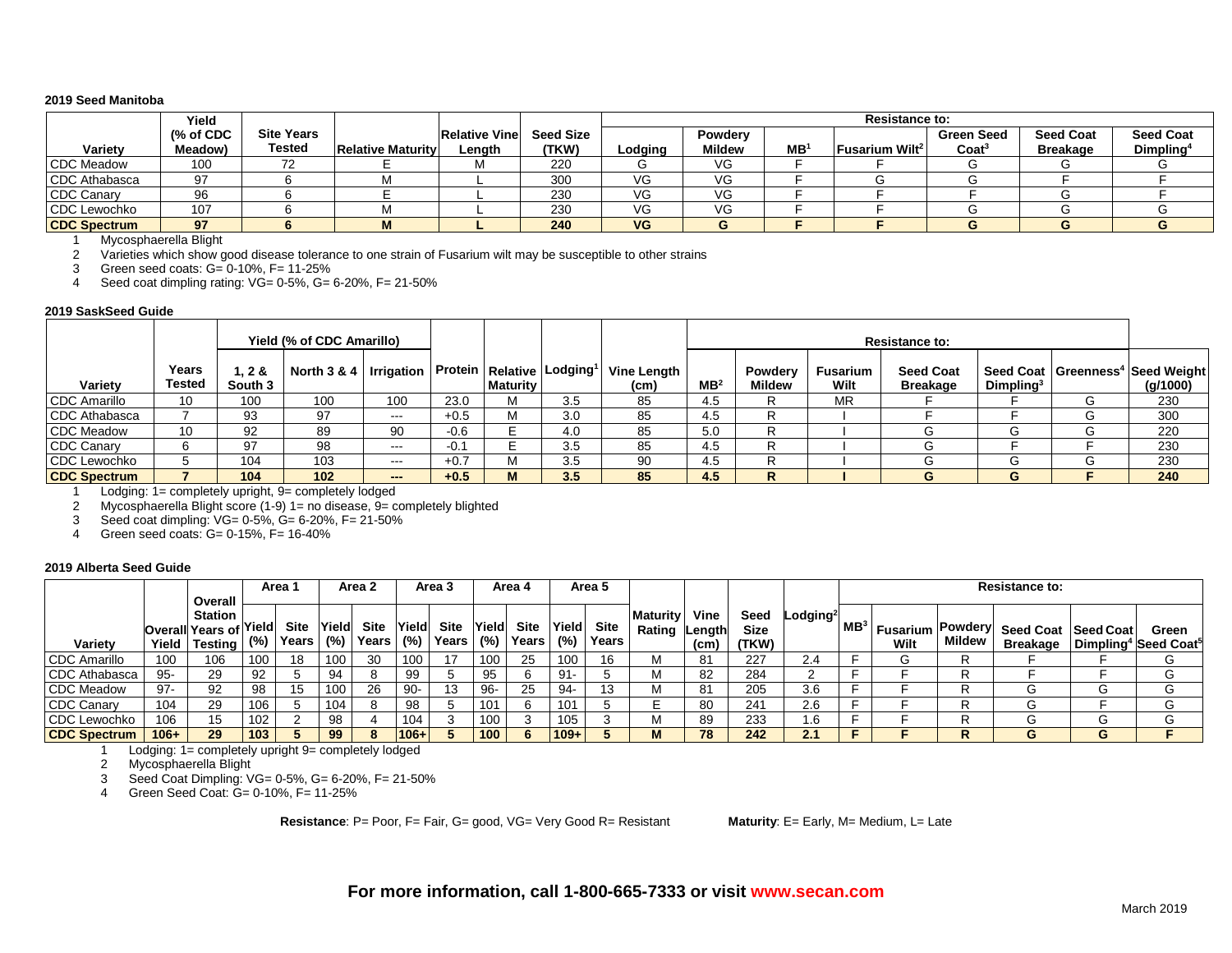**2019 Seed Manitoba**

| Variety | Yield (% of CDC Meadow) | Site Years Tested | Relative Maturity | Relative Vine Length | Seed Size (TKW) | Resistance to: | | | | | | |
|---|---|---|---|---|---|---|---|---|---|---|---|---|
| | | | | | | Lodging | Powdery Mildew | MB[1] | Fusarium Wilt[2] | Green Seed Coat[3] | Seed Coat Breakage | Seed Coat Dimpling[4] |
| CDC Meadow | 100 | 72 | E | M | 220 | G | VG | F | F | G | G | G |
| CDC Athabasca | 97 | 6 | M | L | 300 | VG | VG | F | G | G | F | F |
| CDC Canary | 96 | 6 | E | L | 230 | VG | VG | F | F | F | G | F |
| CDC Lewochko | 107 | 6 | M | L | 230 | VG | VG | F | F | G | G | G |
| **CDC Spectrum** | **97** | **6** | **M** | **L** | **240** | **VG** | **G** | **F** | **F** | **G** | **G** | **G** |

1 Mycosphaerella Blight
2 Varieties which show good disease tolerance to one strain of Fusarium wilt may be susceptible to other strains
3 Green seed coats: G= 0-10%, F= 11-25%
4 Seed coat dimpling rating: VG= 0-5%, G= 6-20%, F= 21-50%

**2019 SaskSeed Guide**

| Variety | Years Tested | Yield (% of CDC Amarillo) | | | Protein | Relative Maturity | Lodging[1] | Vine Length (cm) | Resistance to: | | | | | | Seed Weight (g/1000) |
|---|---|---|---|---|---|---|---|---|---|---|---|---|---|---|---|
| | | 1, 2 & South 3 | North 3 & 4 | Irrigation | | | | | MB[2] | Powdery Mildew | Fusarium Wilt | Seed Coat Breakage | Seed Coat Dimpling[3] | Greenness[4] | |
| CDC Amarillo | 10 | 100 | 100 | 100 | 23.0 | M | 3.5 | 85 | 4.5 | R | MR | F | F | G | 230 |
| CDC Athabasca | 7 | 93 | 97 | --- | +0.5 | M | 3.0 | 85 | 4.5 | R | I | F | F | G | 300 |
| CDC Meadow | 10 | 92 | 89 | 90 | -0.6 | E | 4.0 | 85 | 5.0 | R | I | G | G | G | 220 |
| CDC Canary | 6 | 97 | 98 | --- | -0.1 | E | 3.5 | 85 | 4.5 | R | I | G | F | F | 230 |
| CDC Lewochko | 5 | 104 | 103 | --- | +0.7 | M | 3.5 | 90 | 4.5 | R | I | G | G | G | 230 |
| **CDC Spectrum** | **7** | **104** | **102** | **---** | **+0.5** | **M** | **3.5** | **85** | **4.5** | **R** | **I** | **G** | **G** | **F** | **240** |

1 Lodging: 1= completely upright, 9= completely lodged
2 Mycosphaerella Blight score (1-9) 1= no disease, 9= completely blighted
3 Seed coat dimpling: VG= 0-5%, G= 6-20%, F= 21-50%
4 Green seed coats: G= 0-15%, F= 16-40%

**2019 Alberta Seed Guide**

| Variety | Overall Yield | Overall Station Years of Testing | Area 1 | | Area 2 | | Area 3 | | Area 4 | | Area 5 | | Maturity Rating | Vine Length (cm) | Seed Size (TKW) | Lodging[2] | Resistance to: | | | | | |
|---|---|---|---|---|---|---|---|---|---|---|---|---|---|---|---|---|---|---|---|---|---|---|
| | | | Yield (%) | Site Years | Yield (%) | Site Years | Yield (%) | Site Years | Yield (%) | Site Years | Yield (%) | Site Years | | | | | MB[3] | Fusarium Wilt | Powdery Mildew | Seed Coat Breakage | Seed Coat Dimpling[4] | Green Seed Coat[5] |
| CDC Amarillo | 100 | 106 | 100 | 18 | 100 | 30 | 100 | 17 | 100 | 25 | 100 | 16 | M | 81 | 227 | 2.4 | F | G | R | F | F | G |
| CDC Athabasca | 95- | 29 | 92 | 5 | 94 | 8 | 99 | 5 | 95 | 6 | 91- | 5 | M | 82 | 284 | 2 | F | F | R | F | F | G |
| CDC Meadow | 97- | 92 | 98 | 15 | 100 | 26 | 90- | 13 | 96- | 25 | 94- | 13 | M | 81 | 205 | 3.6 | F | F | R | G | G | G |
| CDC Canary | 104 | 29 | 106 | 5 | 104 | 8 | 98 | 5 | 101 | 6 | 101 | 5 | E | 80 | 241 | 2.6 | F | F | R | G | F | G |
| CDC Lewochko | 106 | 15 | 102 | 2 | 98 | 4 | 104 | 3 | 100 | 3 | 105 | 3 | M | 89 | 233 | 1.6 | F | F | R | G | G | G |
| **CDC Spectrum** | **106+** | **29** | **103** | **5** | **99** | **8** | **106+** | **5** | **100** | **6** | **109+** | **5** | **M** | **78** | **242** | **2.1** | **F** | **F** | **R** | **G** | **G** | **F** |

1 Lodging: 1= completely upright 9= completely lodged
2 Mycosphaerella Blight
3 Seed Coat Dimpling: VG= 0-5%, G= 6-20%, F= 21-50%
4 Green Seed Coat: G= 0-10%, F= 11-25%

**Resistance**: P= Poor, F= Fair, G= good, VG= Very Good R= Resistant **Maturity**: E= Early, M= Medium, L= Late

## For more information, call 1-800-665-7333 or visit www.secan.com

March 2019